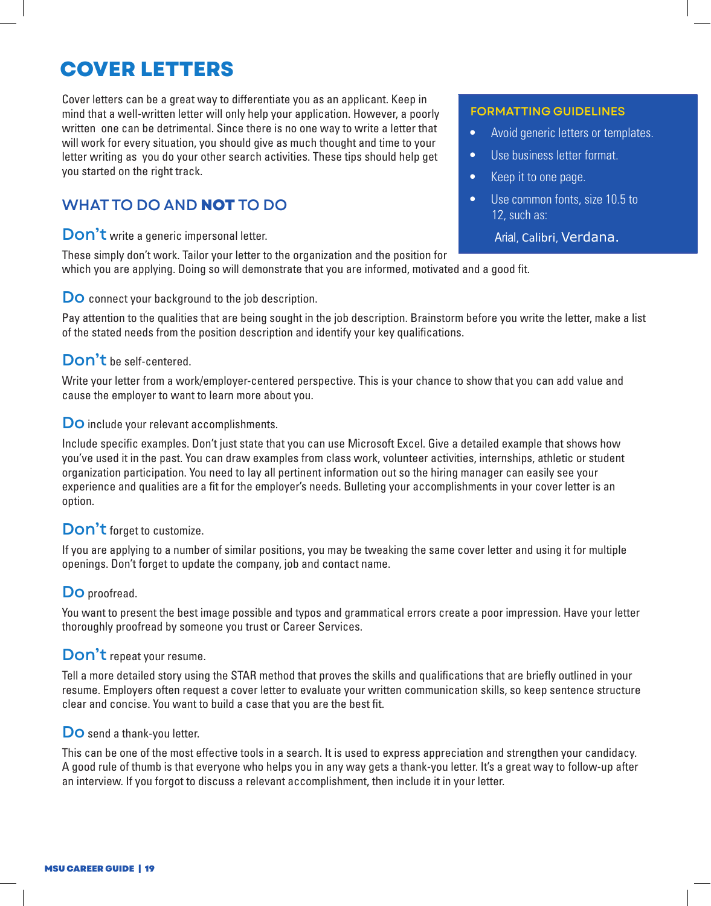# COVER LETTERS

Cover letters can be a great way to differentiate you as an applicant. Keep in mind that a well-written letter will only help your application. However, a poorly written one can be detrimental. Since there is no one way to write a letter that will work for every situation, you should give as much thought and time to your letter writing as you do your other search activities. These tips should help get you started on the right track.

### FORMATTING GUIDELINES

- Avoid generic letters or templates.
- Use business letter format.
- Keep it to one page.
- Use common fonts, size 10.5 to 12, such as:

  Arial, Calibri, Verdana.

## WHAT TO DO AND **NOT** TO DO

**Don't** write a generic impersonal letter.

These simply don't work. Tailor your letter to the organization and the position for which you are applying. Doing so will demonstrate that you are informed, motivated and a good fit.

**Do** connect your background to the job description.

Pay attention to the qualities that are being sought in the job description. Brainstorm before you write the letter, make a list of the stated needs from the position description and identify your key qualifications.

**Don't** be self-centered.

Write your letter from a work/employer-centered perspective. This is your chance to show that you can add value and cause the employer to want to learn more about you.

**Do** include your relevant accomplishments.

Include specific examples. Don't just state that you can use Microsoft Excel. Give a detailed example that shows how you've used it in the past. You can draw examples from class work, volunteer activities, internships, athletic or student organization participation. You need to lay all pertinent information out so the hiring manager can easily see your experience and qualities are a fit for the employer's needs. Bulleting your accomplishments in your cover letter is an option.

**Don't** forget to customize.

If you are applying to a number of similar positions, you may be tweaking the same cover letter and using it for multiple openings. Don't forget to update the company, job and contact name.

**Do** proofread.

You want to present the best image possible and typos and grammatical errors create a poor impression. Have your letter thoroughly proofread by someone you trust or Career Services.

**Don't** repeat your resume.

Tell a more detailed story using the STAR method that proves the skills and qualifications that are briefly outlined in your resume. Employers often request a cover letter to evaluate your written communication skills, so keep sentence structure clear and concise. You want to build a case that you are the best fit.

**Do** send a thank-you letter.

This can be one of the most effective tools in a search. It is used to express appreciation and strengthen your candidacy. A good rule of thumb is that everyone who helps you in any way gets a thank-you letter. It's a great way to follow-up after an interview. If you forgot to discuss a relevant accomplishment, then include it in your letter.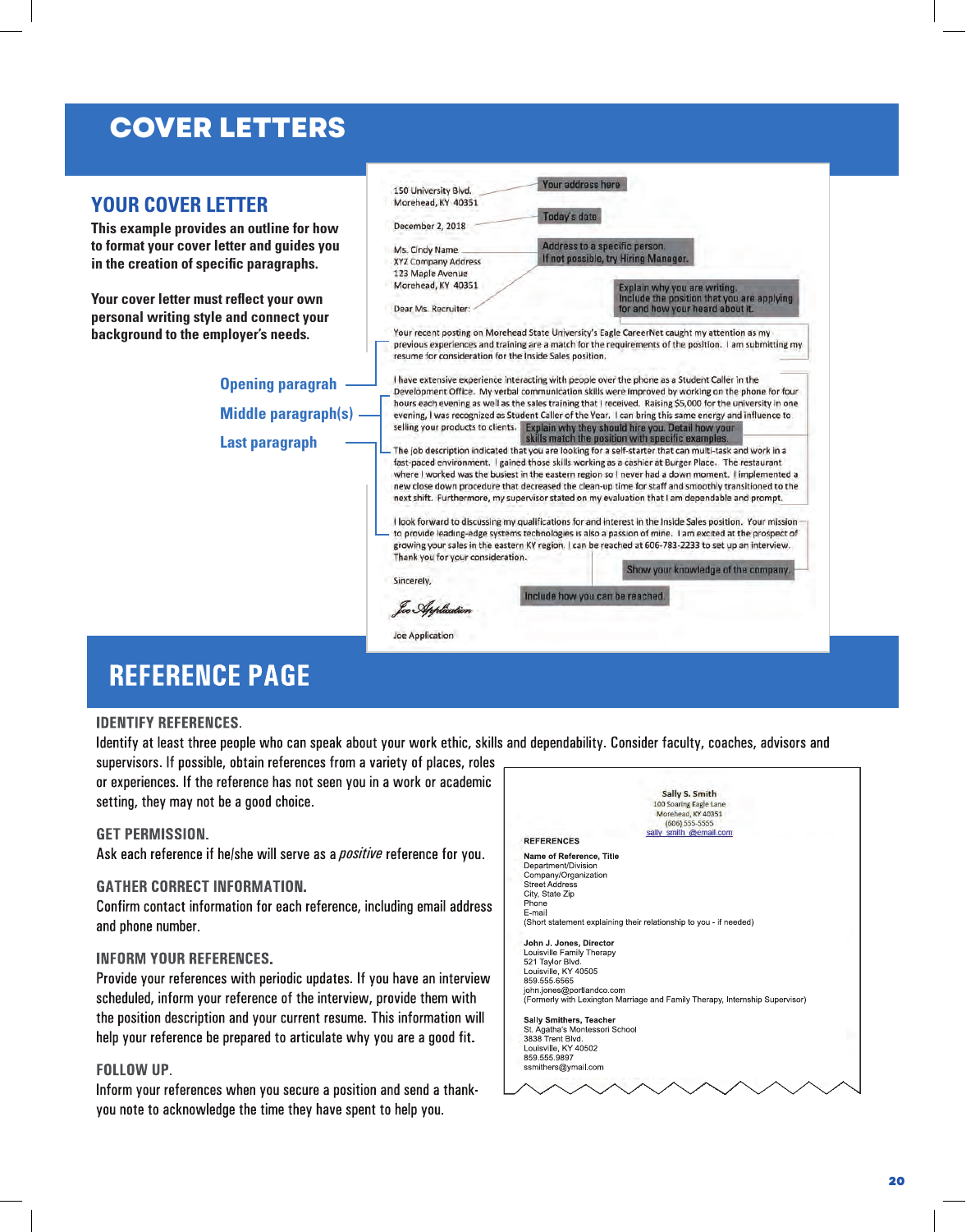# COVER LETTERS

## YOUR COVER LETTER

**This example provides an outline for how to format your cover letter and guides you in the creation of specific paragraphs.**

**Your cover letter must reflect your own personal writing style and connect your background to the employer's needs.**

**Opening paragrah**

**Middle paragraph(s)**

**Last paragraph**

150 University Blvd.
Morehead, KY 40351

Your address here

December 2, 2018

Today's date

Ms. Cindy Name
XYZ Company Address
123 Maple Avenue
Morehead, KY 40351

Address to a specific person. If not possible, try Hiring Manager.

Dear Ms. Recruiter:

Explain why you are writing. Include the position that you are applying for and how your heard about it.

Your recent posting on Morehead State University's Eagle CareerNet caught my attention as my previous experiences and training are a match for the requirements of the position. I am submitting my resume for consideration for the Inside Sales position.

I have extensive experience interacting with people over the phone as a Student Caller in the Development Office. My verbal communication skills were improved by working on the phone for four hours each evening as well as the sales training that I received. Raising $5,000 for the university in one evening, I was recognized as Student Caller of the Year. I can bring this same energy and influence to selling your products to clients.

Explain why they should hire you. Detail how your skills match the position with specific examples.

The job description indicated that you are looking for a self-starter that can multi-task and work in a fast-paced environment. I gained those skills working as a cashier at Burger Place. The restaurant where I worked was the busiest in the eastern region so I never had a down moment. I implemented a new close down procedure that decreased the clean-up time for staff and smoothly transitioned to the next shift. Furthermore, my supervisor stated on my evaluation that I am dependable and prompt.

I look forward to discussing my qualifications for and interest in the Inside Sales position. Your mission to provide leading-edge systems technologies is also a passion of mine. I am excited at the prospect of growing your sales in the eastern KY region. I can be reached at 606-783-2233 to set up an interview. Thank you for your consideration.

Show your knowledge of the company.

Sincerely,

Include how you can be reached.

Joe Application

# REFERENCE PAGE

**IDENTIFY REFERENCES.**
Identify at least three people who can speak about your work ethic, skills and dependability. Consider faculty, coaches, advisors and supervisors. If possible, obtain references from a variety of places, roles or experiences. If the reference has not seen you in a work or academic setting, they may not be a good choice.

**GET PERMISSION.**
Ask each reference if he/she will serve as a *positive* reference for you.

**GATHER CORRECT INFORMATION.**
Confirm contact information for each reference, including email address and phone number.

**INFORM YOUR REFERENCES.**
Provide your references with periodic updates. If you have an interview scheduled, inform your reference of the interview, provide them with the position description and your current resume. This information will help your reference be prepared to articulate why you are a good fit.

**FOLLOW UP.**
Inform your references when you secure a position and send a thank-you note to acknowledge the time they have spent to help you.

**Sally S. Smith**
100 Soaring Eagle Lane
Morehead, KY 40351
(606) 555-5555
sally_smith_@email.com

**REFERENCES**

**Name of Reference, Title**
Department/Division
Company/Organization
Street Address
City, State Zip
Phone
E-mail
(Short statement explaining their relationship to you - if needed)

**John J. Jones, Director**
Louisville Family Therapy
521 Taylor Blvd.
Louisville, KY 40505
859.555.6565
john.jones@portlandco.com
(Formerly with Lexington Marriage and Family Therapy, Internship Supervisor)

**Sally Smithers, Teacher**
St. Agatha's Montessori School
3838 Trent Blvd.
Louisville, KY 40502
859.555.9897
ssmithers@ymail.com